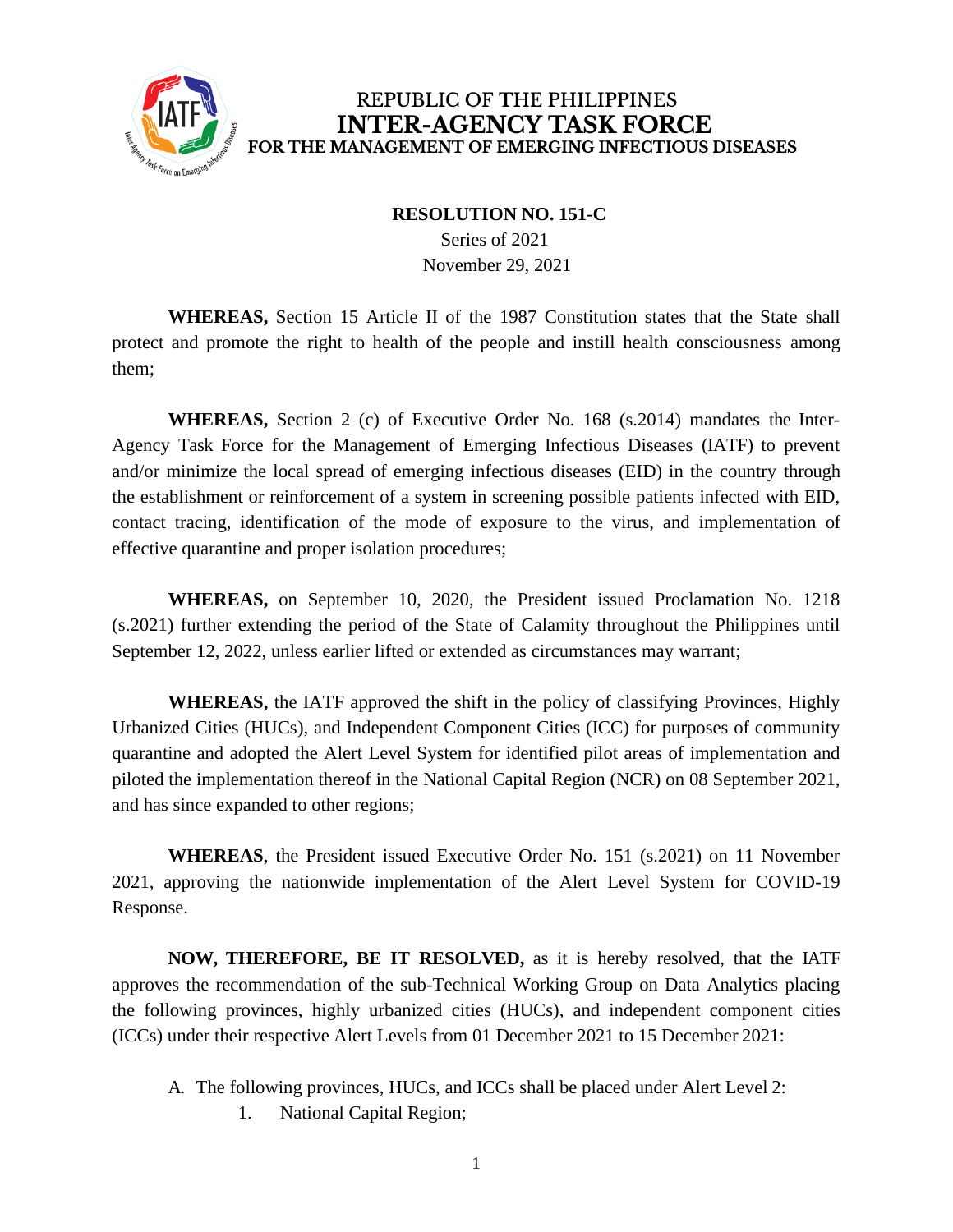REPUBLIC OF THE PHILIPPINES
**INTER-AGENCY TASK FORCE**
**FOR THE MANAGEMENT OF EMERGING INFECTIOUS DISEASES**

**RESOLUTION NO. 151-C**
Series of 2021
November 29, 2021

**WHEREAS,** Section 15 Article II of the 1987 Constitution states that the State shall protect and promote the right to health of the people and instill health consciousness among them;

**WHEREAS,** Section 2 (c) of Executive Order No. 168 (s.2014) mandates the Inter-Agency Task Force for the Management of Emerging Infectious Diseases (IATF) to prevent and/or minimize the local spread of emerging infectious diseases (EID) in the country through the establishment or reinforcement of a system in screening possible patients infected with EID, contact tracing, identification of the mode of exposure to the virus, and implementation of effective quarantine and proper isolation procedures;

**WHEREAS,** on September 10, 2020, the President issued Proclamation No. 1218 (s.2021) further extending the period of the State of Calamity throughout the Philippines until September 12, 2022, unless earlier lifted or extended as circumstances may warrant;

**WHEREAS,** the IATF approved the shift in the policy of classifying Provinces, Highly Urbanized Cities (HUCs), and Independent Component Cities (ICC) for purposes of community quarantine and adopted the Alert Level System for identified pilot areas of implementation and piloted the implementation thereof in the National Capital Region (NCR) on 08 September 2021, and has since expanded to other regions;

**WHEREAS**, the President issued Executive Order No. 151 (s.2021) on 11 November 2021, approving the nationwide implementation of the Alert Level System for COVID-19 Response.

**NOW, THEREFORE, BE IT RESOLVED,** as it is hereby resolved, that the IATF approves the recommendation of the sub-Technical Working Group on Data Analytics placing the following provinces, highly urbanized cities (HUCs), and independent component cities (ICCs) under their respective Alert Levels from 01 December 2021 to 15 December 2021:

A. The following provinces, HUCs, and ICCs shall be placed under Alert Level 2:
   1. National Capital Region;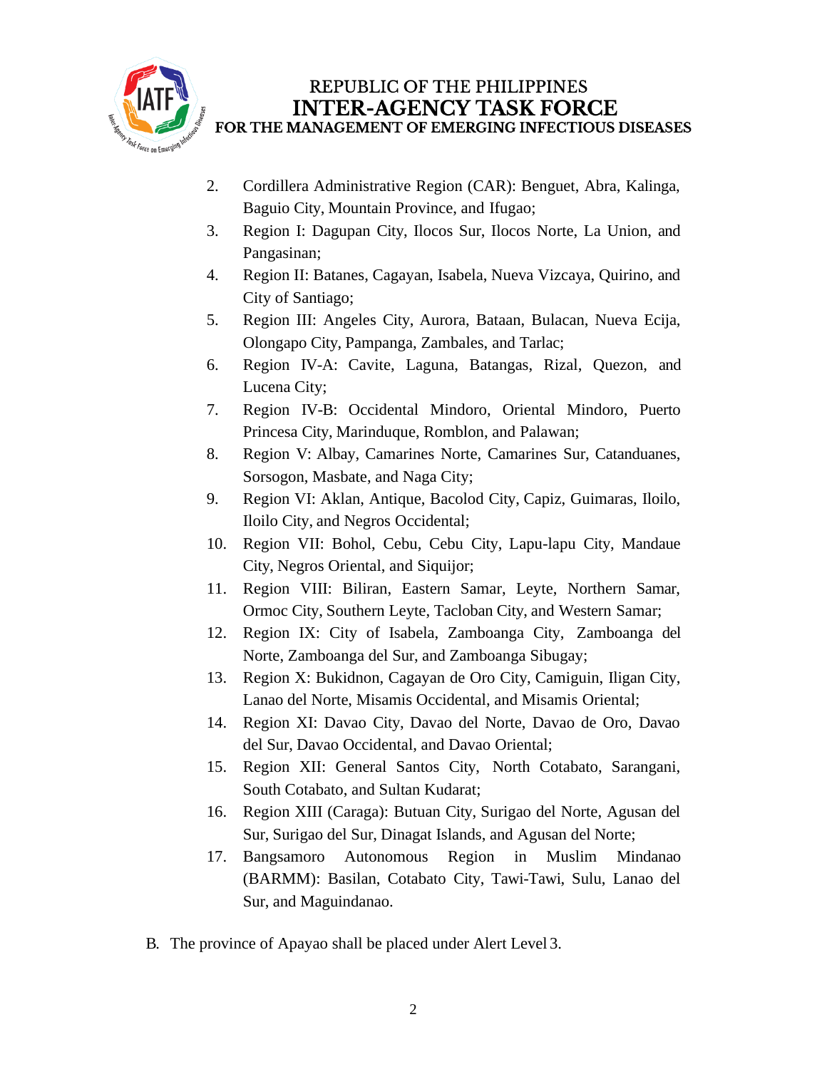2. Cordillera Administrative Region (CAR): Benguet, Abra, Kalinga, Baguio City, Mountain Province, and Ifugao;
3. Region I: Dagupan City, Ilocos Sur, Ilocos Norte, La Union, and Pangasinan;
4. Region II: Batanes, Cagayan, Isabela, Nueva Vizcaya, Quirino, and City of Santiago;
5. Region III: Angeles City, Aurora, Bataan, Bulacan, Nueva Ecija, Olongapo City, Pampanga, Zambales, and Tarlac;
6. Region IV-A: Cavite, Laguna, Batangas, Rizal, Quezon, and Lucena City;
7. Region IV-B: Occidental Mindoro, Oriental Mindoro, Puerto Princesa City, Marinduque, Romblon, and Palawan;
8. Region V: Albay, Camarines Norte, Camarines Sur, Catanduanes, Sorsogon, Masbate, and Naga City;
9. Region VI: Aklan, Antique, Bacolod City, Capiz, Guimaras, Iloilo, Iloilo City, and Negros Occidental;
10. Region VII: Bohol, Cebu, Cebu City, Lapu-lapu City, Mandaue City, Negros Oriental, and Siquijor;
11. Region VIII: Biliran, Eastern Samar, Leyte, Northern Samar, Ormoc City, Southern Leyte, Tacloban City, and Western Samar;
12. Region IX: City of Isabela, Zamboanga City, Zamboanga del Norte, Zamboanga del Sur, and Zamboanga Sibugay;
13. Region X: Bukidnon, Cagayan de Oro City, Camiguin, Iligan City, Lanao del Norte, Misamis Occidental, and Misamis Oriental;
14. Region XI: Davao City, Davao del Norte, Davao de Oro, Davao del Sur, Davao Occidental, and Davao Oriental;
15. Region XII: General Santos City, North Cotabato, Sarangani, South Cotabato, and Sultan Kudarat;
16. Region XIII (Caraga): Butuan City, Surigao del Norte, Agusan del Sur, Surigao del Sur, Dinagat Islands, and Agusan del Norte;
17. Bangsamoro Autonomous Region in Muslim Mindanao (BARMM): Basilan, Cotabato City, Tawi-Tawi, Sulu, Lanao del Sur, and Maguindanao.

B. The province of Apayao shall be placed under Alert Level 3.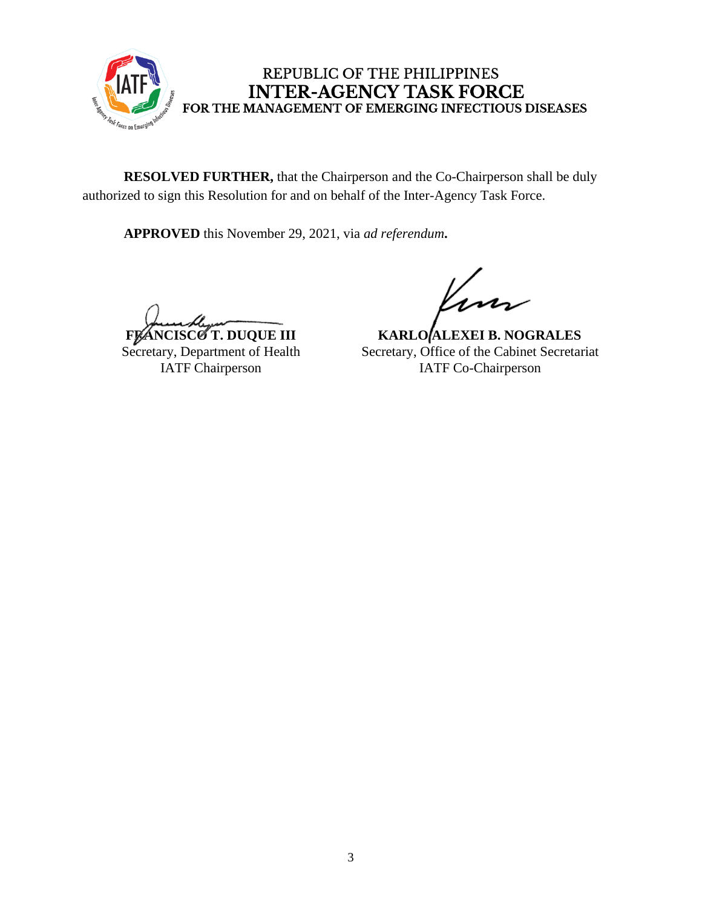**RESOLVED FURTHER,** that the Chairperson and the Co-Chairperson shall be duly authorized to sign this Resolution for and on behalf of the Inter-Agency Task Force.

**APPROVED** this November 29, 2021, via *ad referendum***.**

**FRANCISCO T. DUQUE III**
Secretary, Department of Health
IATF Chairperson

**KARLO ALEXEI B. NOGRALES**
Secretary, Office of the Cabinet Secretariat
IATF Co-Chairperson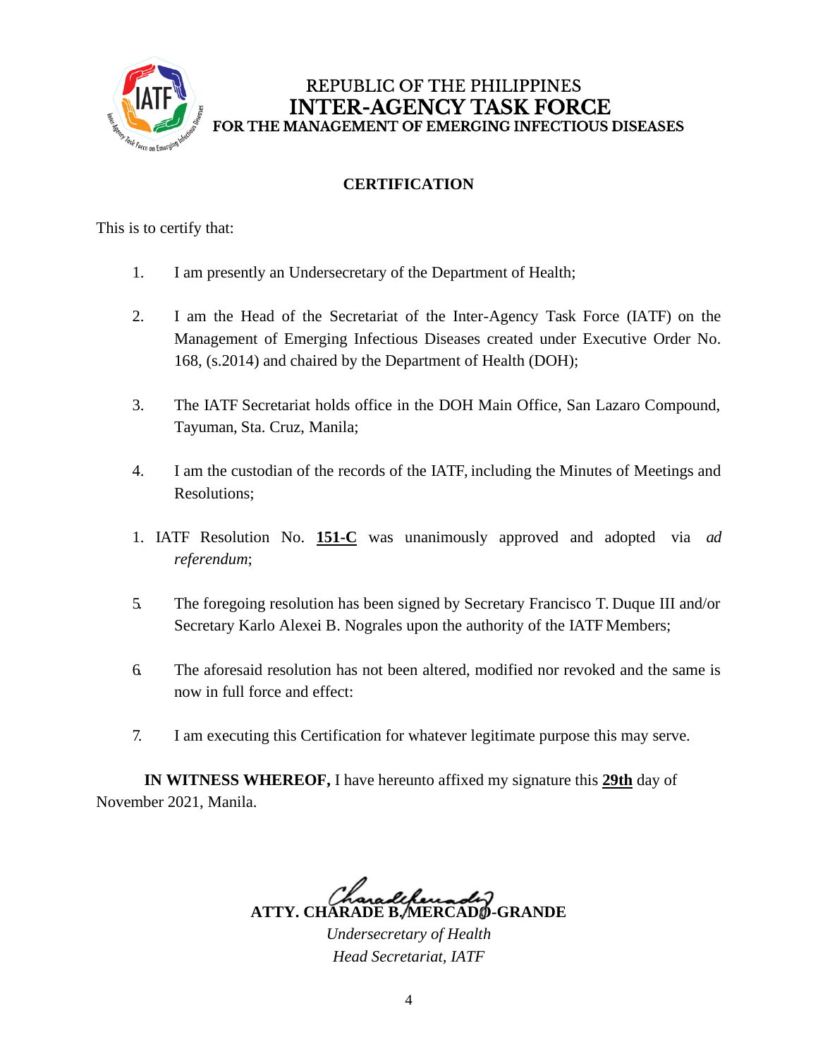REPUBLIC OF THE PHILIPPINES
**INTER-AGENCY TASK FORCE**
**FOR THE MANAGEMENT OF EMERGING INFECTIOUS DISEASES**

**CERTIFICATION**

This is to certify that:

1. I am presently an Undersecretary of the Department of Health;

2. I am the Head of the Secretariat of the Inter-Agency Task Force (IATF) on the Management of Emerging Infectious Diseases created under Executive Order No. 168, (s.2014) and chaired by the Department of Health (DOH);

3. The IATF Secretariat holds office in the DOH Main Office, San Lazaro Compound, Tayuman, Sta. Cruz, Manila;

4. I am the custodian of the records of the IATF, including the Minutes of Meetings and Resolutions;

1. IATF Resolution No. **151-C** was unanimously approved and adopted via *ad referendum*;

5. The foregoing resolution has been signed by Secretary Francisco T. Duque III and/or Secretary Karlo Alexei B. Nograles upon the authority of the IATF Members;

6. The aforesaid resolution has not been altered, modified nor revoked and the same is now in full force and effect:

7. I am executing this Certification for whatever legitimate purpose this may serve.

**IN WITNESS WHEREOF,** I have hereunto affixed my signature this **29th** day of November 2021, Manila.

**ATTY. CHARADE B. MERCADO-GRANDE**
*Undersecretary of Health*
*Head Secretariat, IATF*